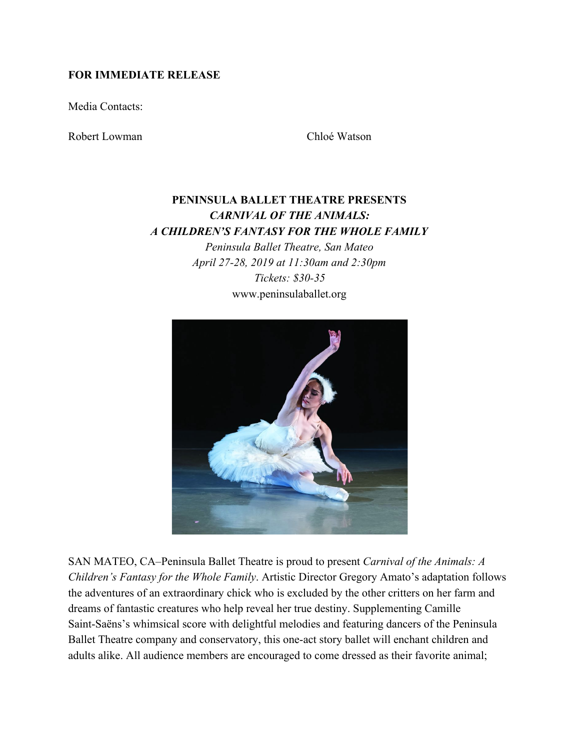**FOR IMMEDIATE RELEASE**

Media Contacts:

Robert Lowman Chloé Watson

**PENINSULA BALLET THEATRE PRESENTS**
***CARNIVAL OF THE ANIMALS:***
***A CHILDREN'S FANTASY FOR THE WHOLE FAMILY***

*Peninsula Ballet Theatre, San Mateo*
*April 27-28, 2019 at 11:30am and 2:30pm*
*Tickets: $30-35*
www.peninsulaballet.org

SAN MATEO, CA–Peninsula Ballet Theatre is proud to present *Carnival of the Animals: A Children's Fantasy for the Whole Family*. Artistic Director Gregory Amato's adaptation follows the adventures of an extraordinary chick who is excluded by the other critters on her farm and dreams of fantastic creatures who help reveal her true destiny. Supplementing Camille Saint-Saëns's whimsical score with delightful melodies and featuring dancers of the Peninsula Ballet Theatre company and conservatory, this one-act story ballet will enchant children and adults alike. All audience members are encouraged to come dressed as their favorite animal;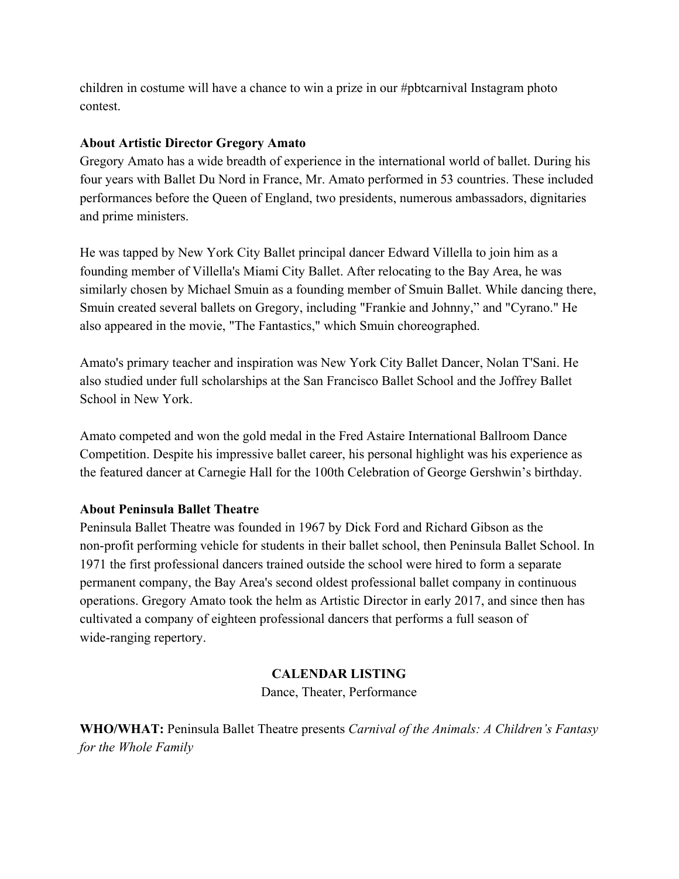children in costume will have a chance to win a prize in our #pbtcarnival Instagram photo contest.

**About Artistic Director Gregory Amato**

Gregory Amato has a wide breadth of experience in the international world of ballet. During his four years with Ballet Du Nord in France, Mr. Amato performed in 53 countries. These included performances before the Queen of England, two presidents, numerous ambassadors, dignitaries and prime ministers.

He was tapped by New York City Ballet principal dancer Edward Villella to join him as a founding member of Villella's Miami City Ballet. After relocating to the Bay Area, he was similarly chosen by Michael Smuin as a founding member of Smuin Ballet. While dancing there, Smuin created several ballets on Gregory, including "Frankie and Johnny," and "Cyrano." He also appeared in the movie, "The Fantastics," which Smuin choreographed.

Amato's primary teacher and inspiration was New York City Ballet Dancer, Nolan T'Sani. He also studied under full scholarships at the San Francisco Ballet School and the Joffrey Ballet School in New York.

Amato competed and won the gold medal in the Fred Astaire International Ballroom Dance Competition. Despite his impressive ballet career, his personal highlight was his experience as the featured dancer at Carnegie Hall for the 100th Celebration of George Gershwin's birthday.

**About Peninsula Ballet Theatre**

Peninsula Ballet Theatre was founded in 1967 by Dick Ford and Richard Gibson as the non-profit performing vehicle for students in their ballet school, then Peninsula Ballet School. In 1971 the first professional dancers trained outside the school were hired to form a separate permanent company, the Bay Area's second oldest professional ballet company in continuous operations. Gregory Amato took the helm as Artistic Director in early 2017, and since then has cultivated a company of eighteen professional dancers that performs a full season of wide-ranging repertory.

**CALENDAR LISTING**

Dance, Theater, Performance

**WHO/WHAT:** Peninsula Ballet Theatre presents *Carnival of the Animals: A Children's Fantasy for the Whole Family*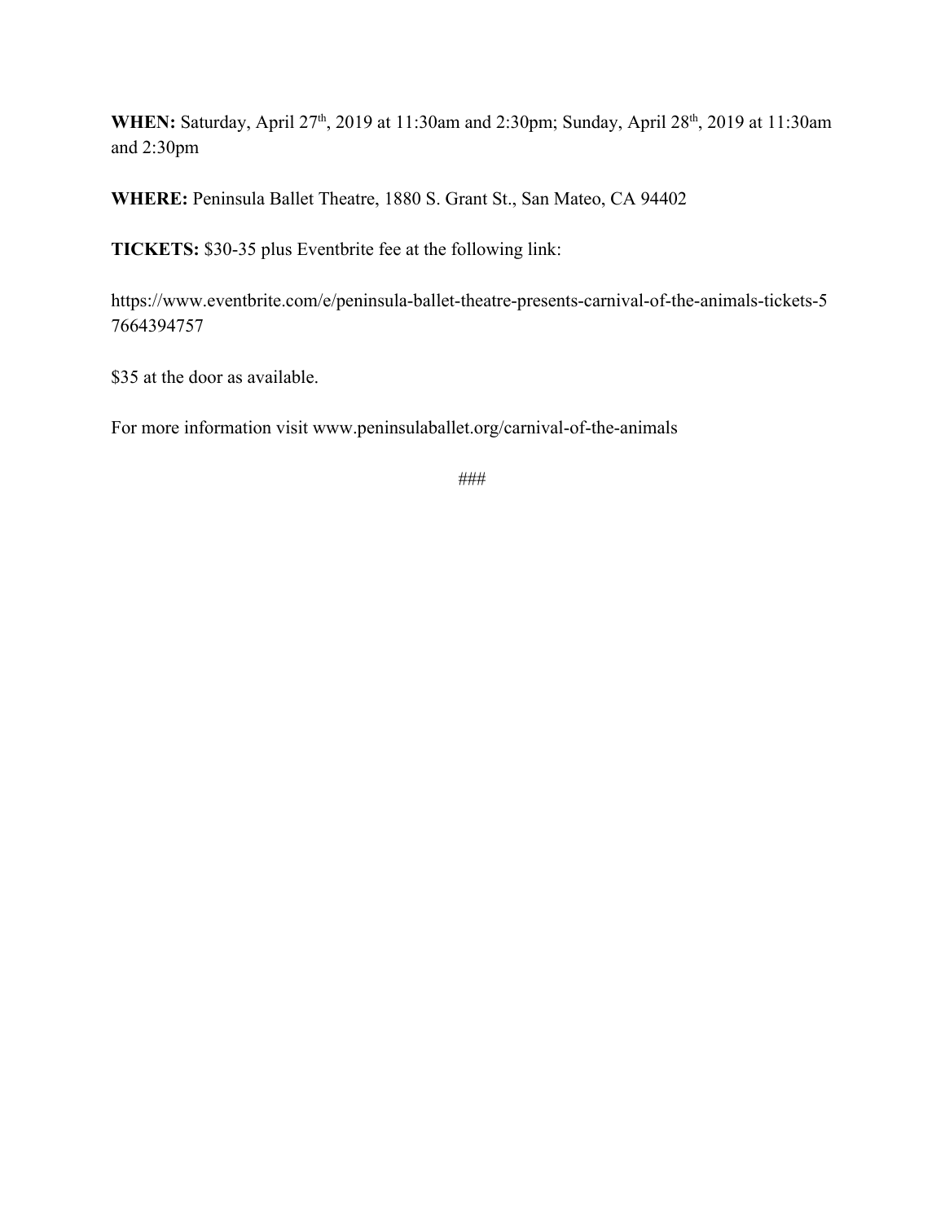**WHEN:** Saturday, April 27th, 2019 at 11:30am and 2:30pm; Sunday, April 28th, 2019 at 11:30am and 2:30pm

**WHERE:** Peninsula Ballet Theatre, 1880 S. Grant St., San Mateo, CA 94402

**TICKETS:** $30-35 plus Eventbrite fee at the following link:

https://www.eventbrite.com/e/peninsula-ballet-theatre-presents-carnival-of-the-animals-tickets-57664394757

$35 at the door as available.

For more information visit www.peninsulaballet.org/carnival-of-the-animals

###